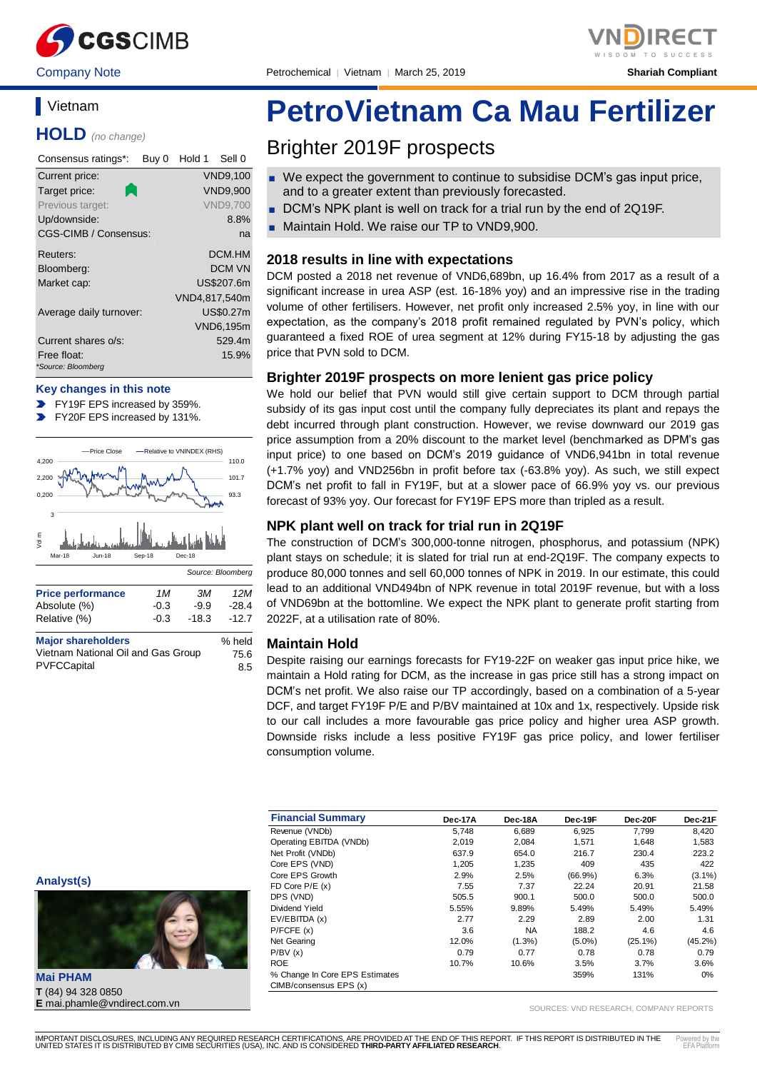Company Note | Petrochemical | Vietnam | March 25, 2019

Shariah Compliant

# Vietnam

## HOLD *(no change)*

| Consensus ratings*: | Buy 0 | Hold 1 | Sell 0 |
|---|---|---|---|

| | |
|---|---|
| Current price: | VND9,100 |
| Target price: | VND9,900 |
| Previous target: | VND9,700 |
| Up/downside: | 8.8% |
| CGS-CIMB / Consensus: | na |
| Reuters: | DCM.HM |
| Bloomberg: | DCM VN |
| Market cap: | US$207.6m |
| | VND4,817,540m |
| Average daily turnover: | US$0.27m |
| | VND6,195m |
| Current shares o/s: | 529.4m |
| Free float: | 15.9% |

*Source: Bloomberg

### Key changes in this note

- FY19F EPS increased by 359%.
- FY20F EPS increased by 131%.

Source: Bloomberg

| Price performance | 1M | 3M | 12M |
|---|---|---|---|
| Absolute (%) | -0.3 | -9.9 | -28.4 |
| Relative (%) | -0.3 | -18.3 | -12.7 |

| Major shareholders | % held |
|---|---|
| Vietnam National Oil and Gas Group | 75.6 |
| PVFCCapital | 8.5 |

# PetroVietnam Ca Mau Fertilizer

## Brighter 2019F prospects

- We expect the government to continue to subsidise DCM's gas input price, and to a greater extent than previously forecasted.
- DCM's NPK plant is well on track for a trial run by the end of 2Q19F.
- Maintain Hold. We raise our TP to VND9,900.

### 2018 results in line with expectations

DCM posted a 2018 net revenue of VND6,689bn, up 16.4% from 2017 as a result of a significant increase in urea ASP (est. 16-18% yoy) and an impressive rise in the trading volume of other fertilisers. However, net profit only increased 2.5% yoy, in line with our expectation, as the company's 2018 profit remained regulated by PVN's policy, which guaranteed a fixed ROE of urea segment at 12% during FY15-18 by adjusting the gas price that PVN sold to DCM.

### Brighter 2019F prospects on more lenient gas price policy

We hold our belief that PVN would still give certain support to DCM through partial subsidy of its gas input cost until the company fully depreciates its plant and repays the debt incurred through plant construction. However, we revise downward our 2019 gas price assumption from a 20% discount to the market level (benchmarked as DPM's gas input price) to one based on DCM's 2019 guidance of VND6,941bn in total revenue (+1.7% yoy) and VND256bn in profit before tax (-63.8% yoy). As such, we still expect DCM's net profit to fall in FY19F, but at a slower pace of 66.9% yoy vs. our previous forecast of 93% yoy. Our forecast for FY19F EPS more than tripled as a result.

### NPK plant well on track for trial run in 2Q19F

The construction of DCM's 300,000-tonne nitrogen, phosphorus, and potassium (NPK) plant stays on schedule; it is slated for trial run at end-2Q19F. The company expects to produce 80,000 tonnes and sell 60,000 tonnes of NPK in 2019. In our estimate, this could lead to an additional VND494bn of NPK revenue in total 2019F revenue, but with a loss of VND69bn at the bottomline. We expect the NPK plant to generate profit starting from 2022F, at a utilisation rate of 80%.

### Maintain Hold

Despite raising our earnings forecasts for FY19-22F on weaker gas input price hike, we maintain a Hold rating for DCM, as the increase in gas price still has a strong impact on DCM's net profit. We also raise our TP accordingly, based on a combination of a 5-year DCF, and target FY19F P/E and P/BV maintained at 10x and 1x, respectively. Upside risk to our call includes a more favourable gas price policy and higher urea ASP growth. Downside risks include a less positive FY19F gas price policy, and lower fertiliser consumption volume.

### Analyst(s)

**Mai PHAM**
**T** (84) 94 328 0850
**E** mai.phamle@vndirect.com.vn

| Financial Summary | Dec-17A | Dec-18A | Dec-19F | Dec-20F | Dec-21F |
|---|---|---|---|---|---|
| Revenue (VNDb) | 5,748 | 6,689 | 6,925 | 7,799 | 8,420 |
| Operating EBITDA (VNDb) | 2,019 | 2,084 | 1,571 | 1,648 | 1,583 |
| Net Profit (VNDb) | 637.9 | 654.0 | 216.7 | 230.4 | 223.2 |
| Core EPS (VND) | 1,205 | 1,235 | 409 | 435 | 422 |
| Core EPS Growth | 2.9% | 2.5% | (66.9%) | 6.3% | (3.1%) |
| FD Core P/E (x) | 7.55 | 7.37 | 22.24 | 20.91 | 21.58 |
| DPS (VND) | 505.5 | 900.1 | 500.0 | 500.0 | 500.0 |
| Dividend Yield | 5.55% | 9.89% | 5.49% | 5.49% | 5.49% |
| EV/EBITDA (x) | 2.77 | 2.29 | 2.89 | 2.00 | 1.31 |
| P/FCFE (x) | 3.6 | NA | 188.2 | 4.6 | 4.6 |
| Net Gearing | 12.0% | (1.3%) | (5.0%) | (25.1%) | (45.2%) |
| P/BV (x) | 0.79 | 0.77 | 0.78 | 0.78 | 0.79 |
| ROE | 10.7% | 10.6% | 3.5% | 3.7% | 3.6% |
| % Change In Core EPS Estimates | | | 359% | 131% | 0% |
| CIMB/consensus EPS (x) | | | | | |

SOURCES: VND RESEARCH, COMPANY REPORTS

IMPORTANT DISCLOSURES, INCLUDING ANY REQUIRED RESEARCH CERTIFICATIONS, ARE PROVIDED AT THE END OF THIS REPORT. IF THIS REPORT IS DISTRIBUTED IN THE UNITED STATES IT IS DISTRIBUTED BY CIMB SECURITIES (USA), INC. AND IS CONSIDERED **THIRD-PARTY AFFILIATED RESEARCH**.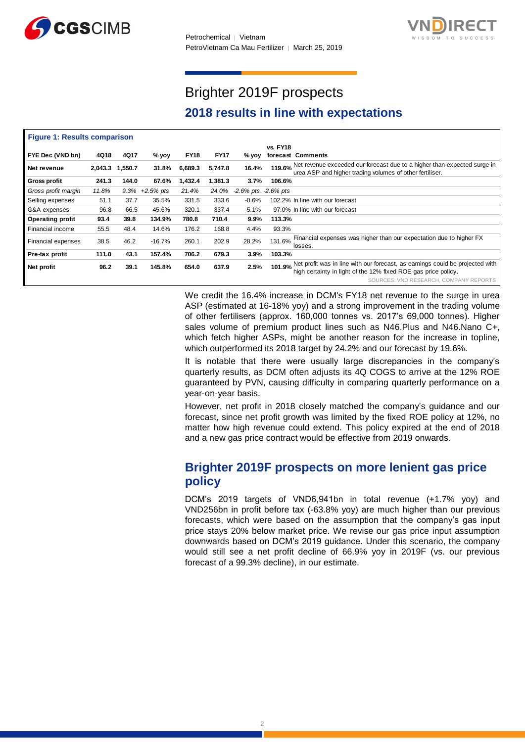# Brighter 2019F prospects

## 2018 results in line with expectations

**Figure 1: Results comparison**

| FYE Dec (VND bn) | 4Q18 | 4Q17 | % yoy | FY18 | FY17 | % yoy | vs. FY18 forecast | Comments |
|---|---|---|---|---|---|---|---|---|
| **Net revenue** | **2,043.3** | **1,550.7** | **31.8%** | **6,689.3** | **5,747.8** | **16.4%** | **119.6%** | Net revenue exceeded our forecast due to a higher-than-expected surge in urea ASP and higher trading volumes of other fertiliser. |
| **Gross profit** | **241.3** | **144.0** | **67.6%** | **1,432.4** | **1,381.3** | **3.7%** | **106.6%** | |
| *Gross profit margin* | *11.8%* | *9.3%* | *+2.5% pts* | *21.4%* | *24.0%* | *-2.6% pts* | *-2.6% pts* | |
| Selling expenses | 51.1 | 37.7 | 35.5% | 331.5 | 333.6 | -0.6% | 102.2% | In line with our forecast |
| G&A expenses | 96.8 | 66.5 | 45.6% | 320.1 | 337.4 | -5.1% | 97.0% | In line with our forecast |
| **Operating profit** | **93.4** | **39.8** | **134.9%** | **780.8** | **710.4** | **9.9%** | **113.3%** | |
| Financial income | 55.5 | 48.4 | 14.6% | 176.2 | 168.8 | 4.4% | 93.3% | |
| Financial expenses | 38.5 | 46.2 | -16.7% | 260.1 | 202.9 | 28.2% | 131.6% | Financial expenses was higher than our expectation due to higher FX losses. |
| **Pre-tax profit** | **111.0** | **43.1** | **157.4%** | **706.2** | **679.3** | **3.9%** | **103.3%** | |
| **Net profit** | **96.2** | **39.1** | **145.8%** | **654.0** | **637.9** | **2.5%** | **101.9%** | Net profit was in line with our forecast, as earnings could be projected with high certainty in light of the 12% fixed ROE gas price policy. |

SOURCES: VND RESEARCH, COMPANY REPORTS

We credit the 16.4% increase in DCM's FY18 net revenue to the surge in urea ASP (estimated at 16-18% yoy) and a strong improvement in the trading volume of other fertilisers (approx. 160,000 tonnes vs. 2017's 69,000 tonnes). Higher sales volume of premium product lines such as N46.Plus and N46.Nano C+, which fetch higher ASPs, might be another reason for the increase in topline, which outperformed its 2018 target by 24.2% and our forecast by 19.6%.

It is notable that there were usually large discrepancies in the company's quarterly results, as DCM often adjusts its 4Q COGS to arrive at the 12% ROE guaranteed by PVN, causing difficulty in comparing quarterly performance on a year-on-year basis.

However, net profit in 2018 closely matched the company's guidance and our forecast, since net profit growth was limited by the fixed ROE policy at 12%, no matter how high revenue could extend. This policy expired at the end of 2018 and a new gas price contract would be effective from 2019 onwards.

## Brighter 2019F prospects on more lenient gas price policy

DCM's 2019 targets of VND6,941bn in total revenue (+1.7% yoy) and VND256bn in profit before tax (-63.8% yoy) are much higher than our previous forecasts, which were based on the assumption that the company's gas input price stays 20% below market price. We revise our gas price input assumption downwards based on DCM's 2019 guidance. Under this scenario, the company would still see a net profit decline of 66.9% yoy in 2019F (vs. our previous forecast of a 99.3% decline), in our estimate.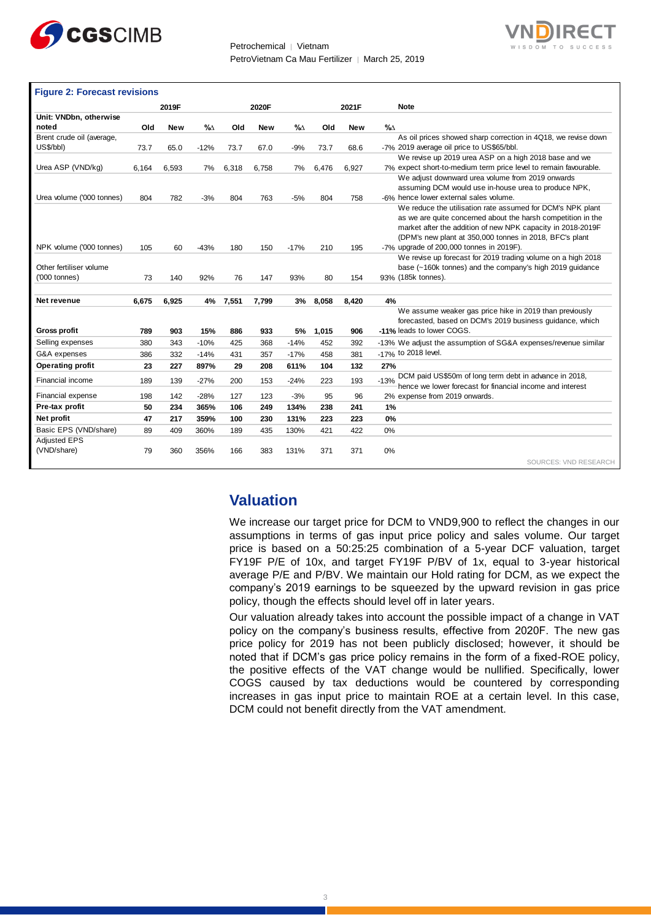**Figure 2: Forecast revisions**

| Unit: VNDbn, otherwise noted | 2019F Old | 2019F New | %∆ | 2020F Old | 2020F New | %∆ | 2021F Old | 2021F New | %∆ | Note |
|---|---|---|---|---|---|---|---|---|---|---|
| Brent crude oil (average, US$/bbl) | 73.7 | 65.0 | -12% | 73.7 | 67.0 | -9% | 73.7 | 68.6 | -7% | As oil prices showed sharp correction in 4Q18, we revise down 2019 average oil price to US$65/bbl. |
| Urea ASP (VND/kg) | 6,164 | 6,593 | 7% | 6,318 | 6,758 | 7% | 6,476 | 6,927 | 7% | We revise up 2019 urea ASP on a high 2018 base and we expect short-to-medium term price level to remain favourable. |
| Urea volume ('000 tonnes) | 804 | 782 | -3% | 804 | 763 | -5% | 804 | 758 | -6% | We adjust downward urea volume from 2019 onwards assuming DCM would use in-house urea to produce NPK, hence lower external sales volume. |
| NPK volume ('000 tonnes) | 105 | 60 | -43% | 180 | 150 | -17% | 210 | 195 | -7% | We reduce the utilisation rate assumed for DCM's NPK plant as we are quite concerned about the harsh competition in the market after the addition of new NPK capacity in 2018-2019F (DPM's new plant at 350,000 tonnes in 2018, BFC's plant upgrade of 200,000 tonnes in 2019F). |
| Other fertiliser volume ('000 tonnes) | 73 | 140 | 92% | 76 | 147 | 93% | 80 | 154 | 93% | We revise up forecast for 2019 trading volume on a high 2018 base (~160k tonnes) and the company's high 2019 guidance (185k tonnes). |
| **Net revenue** | **6,675** | **6,925** | **4%** | **7,551** | **7,799** | **3%** | **8,058** | **8,420** | **4%** | |
| **Gross profit** | **789** | **903** | **15%** | **886** | **933** | **5%** | **1,015** | **906** | **-11%** | We assume weaker gas price hike in 2019 than previously forecasted, based on DCM's 2019 business guidance, which leads to lower COGS. |
| Selling expenses | 380 | 343 | -10% | 425 | 368 | -14% | 452 | 392 | -13% | We adjust the assumption of SG&A expenses/revenue similar to 2018 level. |
| G&A expenses | 386 | 332 | -14% | 431 | 357 | -17% | 458 | 381 | -17% | |
| **Operating profit** | **23** | **227** | **897%** | **29** | **208** | **611%** | **104** | **132** | **27%** | |
| Financial income | 189 | 139 | -27% | 200 | 153 | -24% | 223 | 193 | -13% | DCM paid US$50m of long term debt in advance in 2018, hence we lower forecast for financial income and interest expense from 2019 onwards. |
| Financial expense | 198 | 142 | -28% | 127 | 123 | -3% | 95 | 96 | 2% | |
| **Pre-tax profit** | **50** | **234** | **365%** | **106** | **249** | **134%** | **238** | **241** | **1%** | |
| **Net profit** | **47** | **217** | **359%** | **100** | **230** | **131%** | **223** | **223** | **0%** | |
| Basic EPS (VND/share) | 89 | 409 | 360% | 189 | 435 | 130% | 421 | 422 | 0% | |
| Adjusted EPS (VND/share) | 79 | 360 | 356% | 166 | 383 | 131% | 371 | 371 | 0% | |

SOURCES: VND RESEARCH

## Valuation

We increase our target price for DCM to VND9,900 to reflect the changes in our assumptions in terms of gas input price policy and sales volume. Our target price is based on a 50:25:25 combination of a 5-year DCF valuation, target FY19F P/E of 10x, and target FY19F P/BV of 1x, equal to 3-year historical average P/E and P/BV. We maintain our Hold rating for DCM, as we expect the company's 2019 earnings to be squeezed by the upward revision in gas price policy, though the effects should level off in later years.

Our valuation already takes into account the possible impact of a change in VAT policy on the company's business results, effective from 2020F. The new gas price policy for 2019 has not been publicly disclosed; however, it should be noted that if DCM's gas price policy remains in the form of a fixed-ROE policy, the positive effects of the VAT change would be nullified. Specifically, lower COGS caused by tax deductions would be countered by corresponding increases in gas input price to maintain ROE at a certain level. In this case, DCM could not benefit directly from the VAT amendment.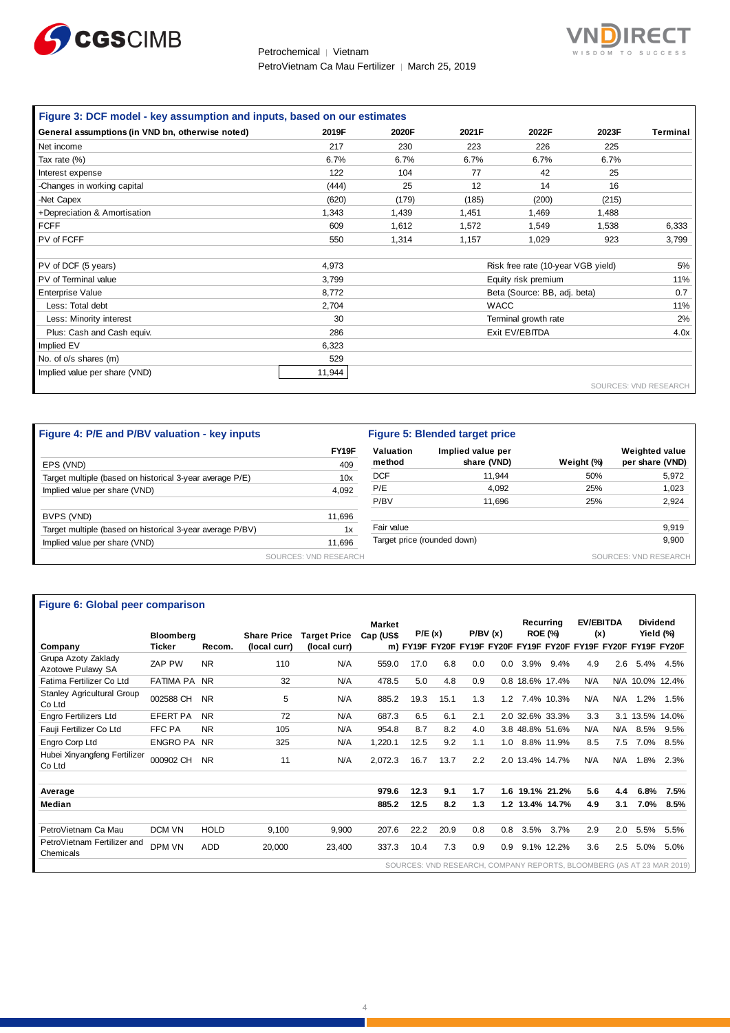### Figure 3: DCF model - key assumption and inputs, based on our estimates

| General assumptions (in VND bn, otherwise noted) | 2019F | 2020F | 2021F | 2022F | 2023F | Terminal |
|---|---|---|---|---|---|---|
| Net income | 217 | 230 | 223 | 226 | 225 | |
| Tax rate (%) | 6.7% | 6.7% | 6.7% | 6.7% | 6.7% | |
| Interest expense | 122 | 104 | 77 | 42 | 25 | |
| -Changes in working capital | (444) | 25 | 12 | 14 | 16 | |
| -Net Capex | (620) | (179) | (185) | (200) | (215) | |
| +Depreciation & Amortisation | 1,343 | 1,439 | 1,451 | 1,469 | 1,488 | |
| FCFF | 609 | 1,612 | 1,572 | 1,549 | 1,538 | 6,333 |
| PV of FCFF | 550 | 1,314 | 1,157 | 1,029 | 923 | 3,799 |

| | | | |
|---|---|---|---|
| PV of DCF (5 years) | 4,973 | Risk free rate (10-year VGB yield) | 5% |
| PV of Terminal value | 3,799 | Equity risk premium | 11% |
| Enterprise Value | 8,772 | Beta (Source: BB, adj. beta) | 0.7 |
| Less: Total debt | 2,704 | WACC | 11% |
| Less: Minority interest | 30 | Terminal growth rate | 2% |
| Plus: Cash and Cash equiv. | 286 | Exit EV/EBITDA | 4.0x |
| Implied EV | 6,323 | | |
| No. of o/s shares (m) | 529 | | |
| Implied value per share (VND) | 11,944 | | |

SOURCES: VND RESEARCH

### Figure 4: P/E and P/BV valuation - key inputs

| | FY19F |
|---|---|
| EPS (VND) | 409 |
| Target multiple (based on historical 3-year average P/E) | 10x |
| Implied value per share (VND) | 4,092 |
| | |
| BVPS (VND) | 11,696 |
| Target multiple (based on historical 3-year average P/BV) | 1x |
| Implied value per share (VND) | 11,696 |

SOURCES: VND RESEARCH

### Figure 5: Blended target price

| Valuation method | Implied value per share (VND) | Weight (%) | Weighted value per share (VND) |
|---|---|---|---|
| DCF | 11,944 | 50% | 5,972 |
| P/E | 4,092 | 25% | 1,023 |
| P/BV | 11,696 | 25% | 2,924 |
| | | | |
| Fair value | | | 9,919 |
| Target price (rounded down) | | | 9,900 |

SOURCES: VND RESEARCH

### Figure 6: Global peer comparison

| Company | Bloomberg Ticker | Recom. | Share Price (local curr) | Target Price (local curr) | Market Cap (US$ m) | P/E (x) FY19F | P/E (x) FY20F | P/BV (x) FY19F | P/BV (x) FY20F | Recurring ROE (%) FY19F | Recurring ROE (%) FY20F | EV/EBITDA (x) FY19F | EV/EBITDA (x) FY20F | Dividend Yield (%) FY19F | Dividend Yield (%) FY20F |
|---|---|---|---|---|---|---|---|---|---|---|---|---|---|---|---|
| Grupa Azoty Zaklady Azotowe Pulawy SA | ZAP PW | NR | 110 | N/A | 559.0 | 17.0 | 6.8 | 0.0 | 0.0 | 3.9% | 9.4% | 4.9 | 2.6 | 5.4% | 4.5% |
| Fatima Fertilizer Co Ltd | FATIMA PA | NR | 32 | N/A | 478.5 | 5.0 | 4.8 | 0.9 | 0.8 | 18.6% | 17.4% | N/A | N/A | 10.0% | 12.4% |
| Stanley Agricultural Group Co Ltd | 002588 CH | NR | 5 | N/A | 885.2 | 19.3 | 15.1 | 1.3 | 1.2 | 7.4% | 10.3% | N/A | N/A | 1.2% | 1.5% |
| Engro Fertilizers Ltd | EFERT PA | NR | 72 | N/A | 687.3 | 6.5 | 6.1 | 2.1 | 2.0 | 32.6% | 33.3% | 3.3 | 3.1 | 13.5% | 14.0% |
| Fauji Fertilizer Co Ltd | FFC PA | NR | 105 | N/A | 954.8 | 8.7 | 8.2 | 4.0 | 3.8 | 48.8% | 51.6% | N/A | N/A | 8.5% | 9.5% |
| Engro Corp Ltd | ENGRO PA | NR | 325 | N/A | 1,220.1 | 12.5 | 9.2 | 1.1 | 1.0 | 8.8% | 11.9% | 8.5 | 7.5 | 7.0% | 8.5% |
| Hubei Xinyangfeng Fertilizer Co Ltd | 000902 CH | NR | 11 | N/A | 2,072.3 | 16.7 | 13.7 | 2.2 | 2.0 | 13.4% | 14.7% | N/A | N/A | 1.8% | 2.3% |
| **Average** | | | | | **979.6** | **12.3** | **9.1** | **1.7** | **1.6** | **19.1%** | **21.2%** | **5.6** | **4.4** | **6.8%** | **7.5%** |
| **Median** | | | | | **885.2** | **12.5** | **8.2** | **1.3** | **1.2** | **13.4%** | **14.7%** | **4.9** | **3.1** | **7.0%** | **8.5%** |
| PetroVietnam Ca Mau | DCM VN | HOLD | 9,100 | 9,900 | 207.6 | 22.2 | 20.9 | 0.8 | 0.8 | 3.5% | 3.7% | 2.9 | 2.0 | 5.5% | 5.5% |
| PetroVietnam Fertilizer and Chemicals | DPM VN | ADD | 20,000 | 23,400 | 337.3 | 10.4 | 7.3 | 0.9 | 0.9 | 9.1% | 12.2% | 3.6 | 2.5 | 5.0% | 5.0% |

SOURCES: VND RESEARCH, COMPANY REPORTS, BLOOMBERG (AS AT 23 MAR 2019)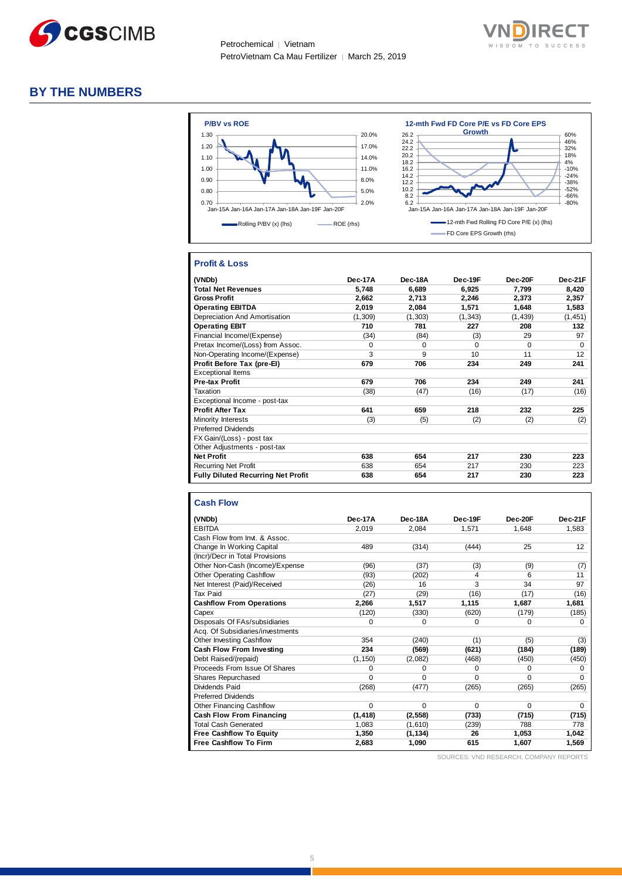## BY THE NUMBERS

**P/BV vs ROE**

Rolling P/BV (x) (lhs) — ROE (rhs)

**12-mth Fwd FD Core P/E vs FD Core EPS Growth**

12-mth Fwd Rolling FD Core P/E (x) (lhs) — FD Core EPS Growth (rhs)

### Profit & Loss

| (VNDb) | Dec-17A | Dec-18A | Dec-19F | Dec-20F | Dec-21F |
|---|---|---|---|---|---|
| **Total Net Revenues** | **5,748** | **6,689** | **6,925** | **7,799** | **8,420** |
| **Gross Profit** | **2,662** | **2,713** | **2,246** | **2,373** | **2,357** |
| **Operating EBITDA** | **2,019** | **2,084** | **1,571** | **1,648** | **1,583** |
| Depreciation And Amortisation | (1,309) | (1,303) | (1,343) | (1,439) | (1,451) |
| **Operating EBIT** | **710** | **781** | **227** | **208** | **132** |
| Financial Income/(Expense) | (34) | (84) | (3) | 29 | 97 |
| Pretax Income/(Loss) from Assoc. | 0 | 0 | 0 | 0 | 0 |
| Non-Operating Income/(Expense) | 3 | 9 | 10 | 11 | 12 |
| **Profit Before Tax (pre-EI)** | **679** | **706** | **234** | **249** | **241** |
| Exceptional Items | | | | | |
| **Pre-tax Profit** | **679** | **706** | **234** | **249** | **241** |
| Taxation | (38) | (47) | (16) | (17) | (16) |
| Exceptional Income - post-tax | | | | | |
| **Profit After Tax** | **641** | **659** | **218** | **232** | **225** |
| Minority Interests | (3) | (5) | (2) | (2) | (2) |
| Preferred Dividends | | | | | |
| FX Gain/(Loss) - post tax | | | | | |
| Other Adjustments - post-tax | | | | | |
| **Net Profit** | **638** | **654** | **217** | **230** | **223** |
| Recurring Net Profit | 638 | 654 | 217 | 230 | 223 |
| **Fully Diluted Recurring Net Profit** | **638** | **654** | **217** | **230** | **223** |

### Cash Flow

| (VNDb) | Dec-17A | Dec-18A | Dec-19F | Dec-20F | Dec-21F |
|---|---|---|---|---|---|
| EBITDA | 2,019 | 2,084 | 1,571 | 1,648 | 1,583 |
| Cash Flow from Invt. & Assoc. | | | | | |
| Change In Working Capital | 489 | (314) | (444) | 25 | 12 |
| (Incr)/Decr in Total Provisions | | | | | |
| Other Non-Cash (Income)/Expense | (96) | (37) | (3) | (9) | (7) |
| Other Operating Cashflow | (93) | (202) | 4 | 6 | 11 |
| Net Interest (Paid)/Received | (26) | 16 | 3 | 34 | 97 |
| Tax Paid | (27) | (29) | (16) | (17) | (16) |
| **Cashflow From Operations** | **2,266** | **1,517** | **1,115** | **1,687** | **1,681** |
| Capex | (120) | (330) | (620) | (179) | (185) |
| Disposals Of FAs/subsidiaries | 0 | 0 | 0 | 0 | 0 |
| Acq. Of Subsidiaries/investments | | | | | |
| Other Investing Cashflow | 354 | (240) | (1) | (5) | (3) |
| **Cash Flow From Investing** | **234** | **(569)** | **(621)** | **(184)** | **(189)** |
| Debt Raised/(repaid) | (1,150) | (2,082) | (468) | (450) | (450) |
| Proceeds From Issue Of Shares | 0 | 0 | 0 | 0 | 0 |
| Shares Repurchased | 0 | 0 | 0 | 0 | 0 |
| Dividends Paid | (268) | (477) | (265) | (265) | (265) |
| Preferred Dividends | | | | | |
| Other Financing Cashflow | 0 | 0 | 0 | 0 | 0 |
| **Cash Flow From Financing** | **(1,418)** | **(2,558)** | **(733)** | **(715)** | **(715)** |
| Total Cash Generated | 1,083 | (1,610) | (239) | 788 | 778 |
| **Free Cashflow To Equity** | **1,350** | **(1,134)** | **26** | **1,053** | **1,042** |
| **Free Cashflow To Firm** | **2,683** | **1,090** | **615** | **1,607** | **1,569** |

SOURCES: VND RESEARCH, COMPANY REPORTS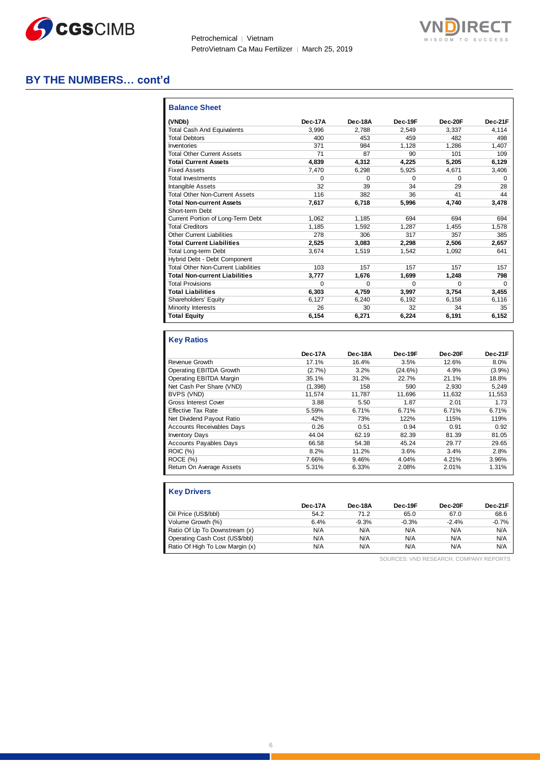## BY THE NUMBERS… cont'd

### Balance Sheet

| (VNDb) | Dec-17A | Dec-18A | Dec-19F | Dec-20F | Dec-21F |
|---|---|---|---|---|---|
| Total Cash And Equivalents | 3,996 | 2,788 | 2,549 | 3,337 | 4,114 |
| Total Debtors | 400 | 453 | 459 | 482 | 498 |
| Inventories | 371 | 984 | 1,128 | 1,286 | 1,407 |
| Total Other Current Assets | 71 | 87 | 90 | 101 | 109 |
| **Total Current Assets** | **4,839** | **4,312** | **4,225** | **5,205** | **6,129** |
| Fixed Assets | 7,470 | 6,298 | 5,925 | 4,671 | 3,406 |
| Total Investments | 0 | 0 | 0 | 0 | 0 |
| Intangible Assets | 32 | 39 | 34 | 29 | 28 |
| Total Other Non-Current Assets | 116 | 382 | 36 | 41 | 44 |
| **Total Non-current Assets** | **7,617** | **6,718** | **5,996** | **4,740** | **3,478** |
| Short-term Debt | | | | | |
| Current Portion of Long-Term Debt | 1,062 | 1,185 | 694 | 694 | 694 |
| Total Creditors | 1,185 | 1,592 | 1,287 | 1,455 | 1,578 |
| Other Current Liabilities | 278 | 306 | 317 | 357 | 385 |
| **Total Current Liabilities** | **2,525** | **3,083** | **2,298** | **2,506** | **2,657** |
| Total Long-term Debt | 3,674 | 1,519 | 1,542 | 1,092 | 641 |
| Hybrid Debt - Debt Component | | | | | |
| Total Other Non-Current Liabilities | 103 | 157 | 157 | 157 | 157 |
| **Total Non-current Liabilities** | **3,777** | **1,676** | **1,699** | **1,248** | **798** |
| Total Provisions | 0 | 0 | 0 | 0 | 0 |
| **Total Liabilities** | **6,303** | **4,759** | **3,997** | **3,754** | **3,455** |
| Shareholders' Equity | 6,127 | 6,240 | 6,192 | 6,158 | 6,116 |
| Minority Interests | 26 | 30 | 32 | 34 | 35 |
| **Total Equity** | **6,154** | **6,271** | **6,224** | **6,191** | **6,152** |

### Key Ratios

| | Dec-17A | Dec-18A | Dec-19F | Dec-20F | Dec-21F |
|---|---|---|---|---|---|
| Revenue Growth | 17.1% | 16.4% | 3.5% | 12.6% | 8.0% |
| Operating EBITDA Growth | (2.7%) | 3.2% | (24.6%) | 4.9% | (3.9%) |
| Operating EBITDA Margin | 35.1% | 31.2% | 22.7% | 21.1% | 18.8% |
| Net Cash Per Share (VND) | (1,398) | 158 | 590 | 2,930 | 5,249 |
| BVPS (VND) | 11,574 | 11,787 | 11,696 | 11,632 | 11,553 |
| Gross Interest Cover | 3.88 | 5.50 | 1.87 | 2.01 | 1.73 |
| Effective Tax Rate | 5.59% | 6.71% | 6.71% | 6.71% | 6.71% |
| Net Dividend Payout Ratio | 42% | 73% | 122% | 115% | 119% |
| Accounts Receivables Days | 0.26 | 0.51 | 0.94 | 0.91 | 0.92 |
| Inventory Days | 44.04 | 62.19 | 82.39 | 81.39 | 81.05 |
| Accounts Payables Days | 66.58 | 54.38 | 45.24 | 29.77 | 29.65 |
| ROIC (%) | 8.2% | 11.2% | 3.6% | 3.4% | 2.8% |
| ROCE (%) | 7.66% | 9.46% | 4.04% | 4.21% | 3.96% |
| Return On Average Assets | 5.31% | 6.33% | 2.08% | 2.01% | 1.31% |

### Key Drivers

| | Dec-17A | Dec-18A | Dec-19F | Dec-20F | Dec-21F |
|---|---|---|---|---|---|
| Oil Price (US$/bbl) | 54.2 | 71.2 | 65.0 | 67.0 | 68.6 |
| Volume Growth (%) | 6.4% | -9.3% | -0.3% | -2.4% | -0.7% |
| Ratio Of Up To Downstream (x) | N/A | N/A | N/A | N/A | N/A |
| Operating Cash Cost (US$/bbl) | N/A | N/A | N/A | N/A | N/A |
| Ratio Of High To Low Margin (x) | N/A | N/A | N/A | N/A | N/A |

SOURCES: VND RESEARCH, COMPANY REPORTS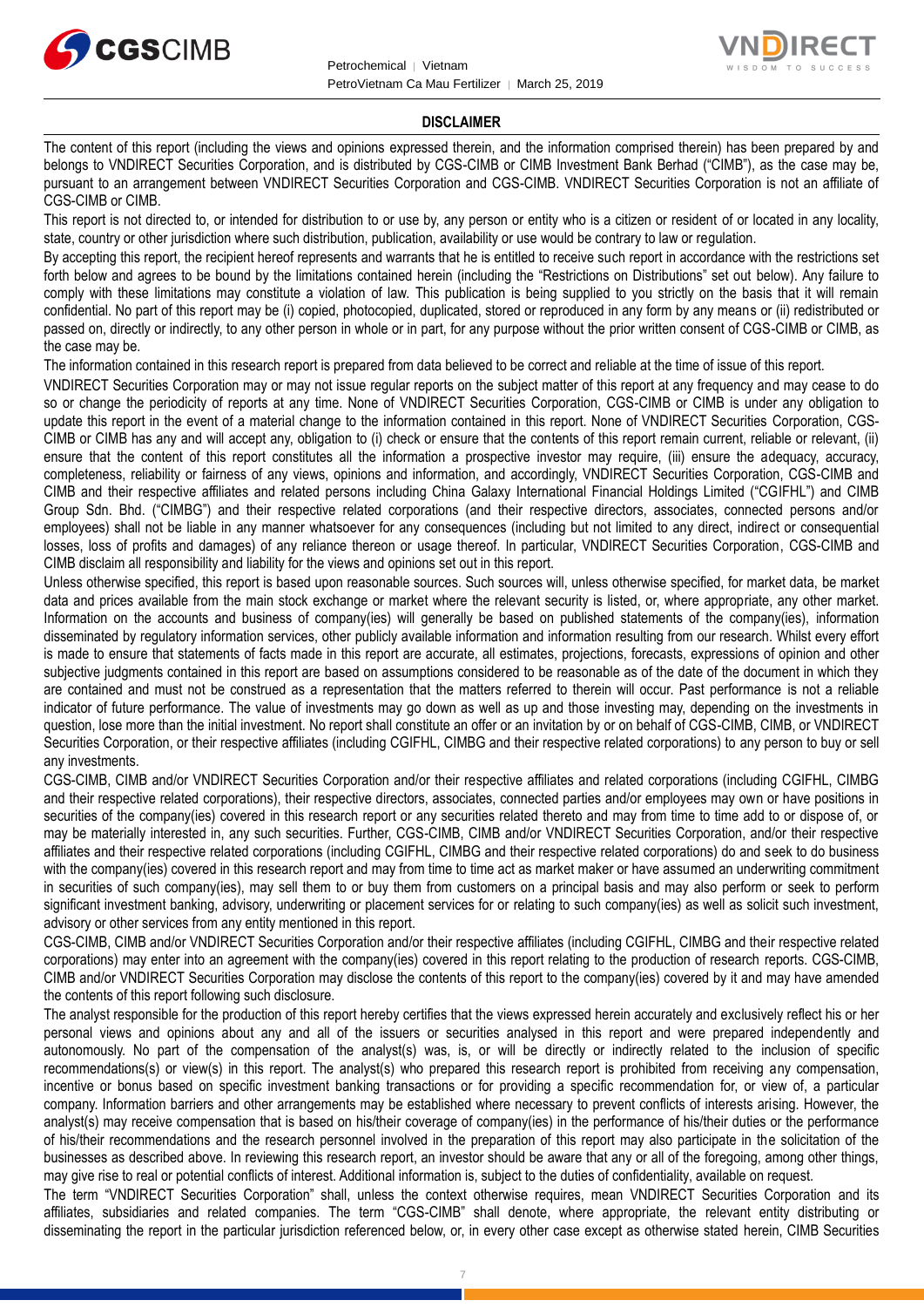## DISCLAIMER

The content of this report (including the views and opinions expressed therein, and the information comprised therein) has been prepared by and belongs to VNDIRECT Securities Corporation, and is distributed by CGS-CIMB or CIMB Investment Bank Berhad ("CIMB"), as the case may be, pursuant to an arrangement between VNDIRECT Securities Corporation and CGS-CIMB. VNDIRECT Securities Corporation is not an affiliate of CGS-CIMB or CIMB.

This report is not directed to, or intended for distribution to or use by, any person or entity who is a citizen or resident of or located in any locality, state, country or other jurisdiction where such distribution, publication, availability or use would be contrary to law or regulation.

By accepting this report, the recipient hereof represents and warrants that he is entitled to receive such report in accordance with the restrictions set forth below and agrees to be bound by the limitations contained herein (including the "Restrictions on Distributions" set out below). Any failure to comply with these limitations may constitute a violation of law. This publication is being supplied to you strictly on the basis that it will remain confidential. No part of this report may be (i) copied, photocopied, duplicated, stored or reproduced in any form by any means or (ii) redistributed or passed on, directly or indirectly, to any other person in whole or in part, for any purpose without the prior written consent of CGS-CIMB or CIMB, as the case may be.

The information contained in this research report is prepared from data believed to be correct and reliable at the time of issue of this report.

VNDIRECT Securities Corporation may or may not issue regular reports on the subject matter of this report at any frequency and may cease to do so or change the periodicity of reports at any time. None of VNDIRECT Securities Corporation, CGS-CIMB or CIMB is under any obligation to update this report in the event of a material change to the information contained in this report. None of VNDIRECT Securities Corporation, CGS-CIMB or CIMB has any and will accept any, obligation to (i) check or ensure that the contents of this report remain current, reliable or relevant, (ii) ensure that the content of this report constitutes all the information a prospective investor may require, (iii) ensure the adequacy, accuracy, completeness, reliability or fairness of any views, opinions and information, and accordingly, VNDIRECT Securities Corporation, CGS-CIMB and CIMB and their respective affiliates and related persons including China Galaxy International Financial Holdings Limited ("CGIFHL") and CIMB Group Sdn. Bhd. ("CIMBG") and their respective related corporations (and their respective directors, associates, connected persons and/or employees) shall not be liable in any manner whatsoever for any consequences (including but not limited to any direct, indirect or consequential losses, loss of profits and damages) of any reliance thereon or usage thereof. In particular, VNDIRECT Securities Corporation, CGS-CIMB and CIMB disclaim all responsibility and liability for the views and opinions set out in this report.

Unless otherwise specified, this report is based upon reasonable sources. Such sources will, unless otherwise specified, for market data, be market data and prices available from the main stock exchange or market where the relevant security is listed, or, where appropriate, any other market. Information on the accounts and business of company(ies) will generally be based on published statements of the company(ies), information disseminated by regulatory information services, other publicly available information and information resulting from our research. Whilst every effort is made to ensure that statements of facts made in this report are accurate, all estimates, projections, forecasts, expressions of opinion and other subjective judgments contained in this report are based on assumptions considered to be reasonable as of the date of the document in which they are contained and must not be construed as a representation that the matters referred to therein will occur. Past performance is not a reliable indicator of future performance. The value of investments may go down as well as up and those investing may, depending on the investments in question, lose more than the initial investment. No report shall constitute an offer or an invitation by or on behalf of CGS-CIMB, CIMB, or VNDIRECT Securities Corporation, or their respective affiliates (including CGIFHL, CIMBG and their respective related corporations) to any person to buy or sell any investments.

CGS-CIMB, CIMB and/or VNDIRECT Securities Corporation and/or their respective affiliates and related corporations (including CGIFHL, CIMBG and their respective related corporations), their respective directors, associates, connected parties and/or employees may own or have positions in securities of the company(ies) covered in this research report or any securities related thereto and may from time to time add to or dispose of, or may be materially interested in, any such securities. Further, CGS-CIMB, CIMB and/or VNDIRECT Securities Corporation, and/or their respective affiliates and their respective related corporations (including CGIFHL, CIMBG and their respective related corporations) do and seek to do business with the company(ies) covered in this research report and may from time to time act as market maker or have assumed an underwriting commitment in securities of such company(ies), may sell them to or buy them from customers on a principal basis and may also perform or seek to perform significant investment banking, advisory, underwriting or placement services for or relating to such company(ies) as well as solicit such investment, advisory or other services from any entity mentioned in this report.

CGS-CIMB, CIMB and/or VNDIRECT Securities Corporation and/or their respective affiliates (including CGIFHL, CIMBG and their respective related corporations) may enter into an agreement with the company(ies) covered in this report relating to the production of research reports. CGS-CIMB, CIMB and/or VNDIRECT Securities Corporation may disclose the contents of this report to the company(ies) covered by it and may have amended the contents of this report following such disclosure.

The analyst responsible for the production of this report hereby certifies that the views expressed herein accurately and exclusively reflect his or her personal views and opinions about any and all of the issuers or securities analysed in this report and were prepared independently and autonomously. No part of the compensation of the analyst(s) was, is, or will be directly or indirectly related to the inclusion of specific recommendations(s) or view(s) in this report. The analyst(s) who prepared this research report is prohibited from receiving any compensation, incentive or bonus based on specific investment banking transactions or for providing a specific recommendation for, or view of, a particular company. Information barriers and other arrangements may be established where necessary to prevent conflicts of interests arising. However, the analyst(s) may receive compensation that is based on his/their coverage of company(ies) in the performance of his/their duties or the performance of his/their recommendations and the research personnel involved in the preparation of this report may also participate in the solicitation of the businesses as described above. In reviewing this research report, an investor should be aware that any or all of the foregoing, among other things, may give rise to real or potential conflicts of interest. Additional information is, subject to the duties of confidentiality, available on request.

The term "VNDIRECT Securities Corporation" shall, unless the context otherwise requires, mean VNDIRECT Securities Corporation and its affiliates, subsidiaries and related companies. The term "CGS-CIMB" shall denote, where appropriate, the relevant entity distributing or disseminating the report in the particular jurisdiction referenced below, or, in every other case except as otherwise stated herein, CIMB Securities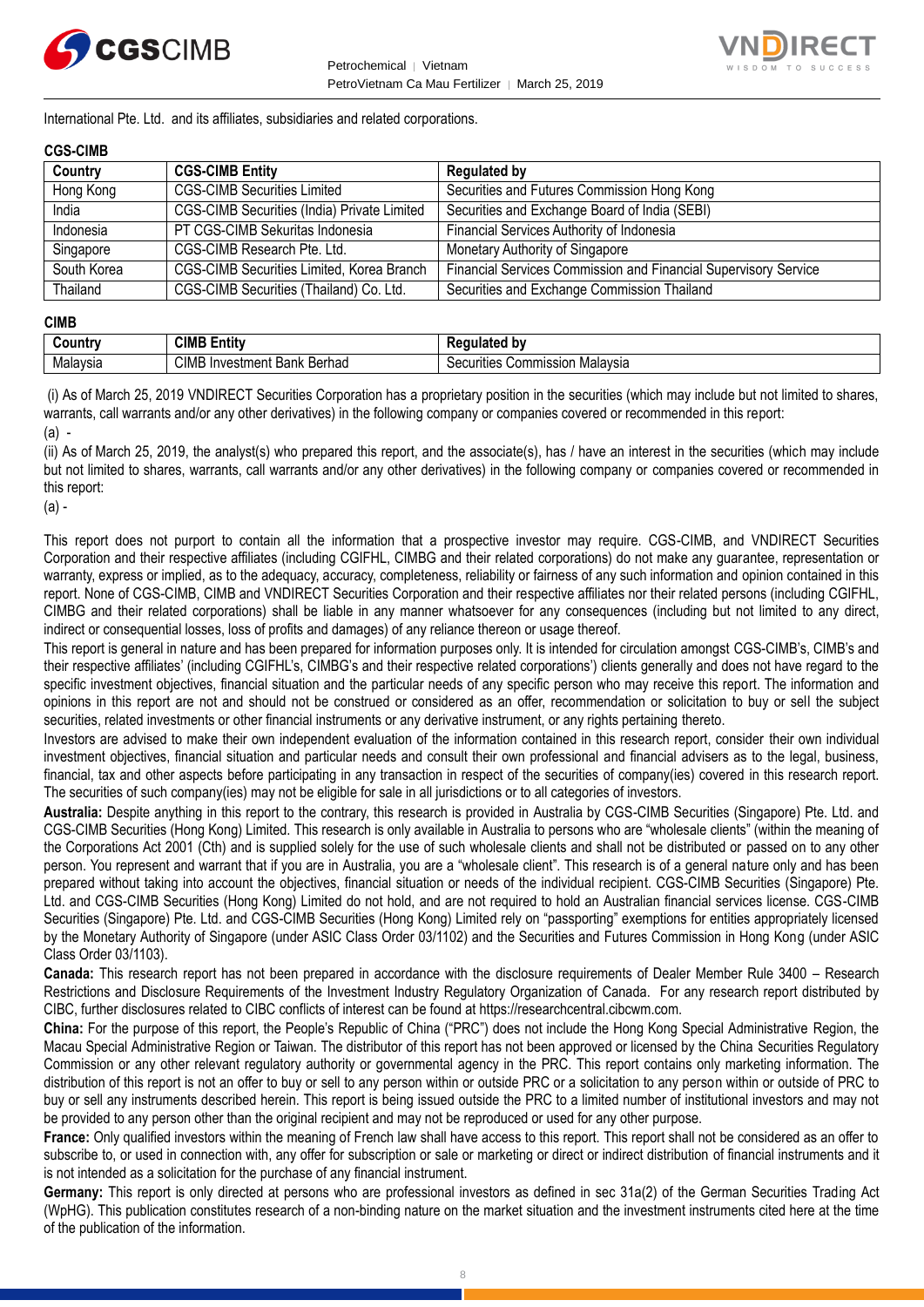International Pte. Ltd. and its affiliates, subsidiaries and related corporations.

**CGS-CIMB**

| Country | CGS-CIMB Entity | Regulated by |
|---|---|---|
| Hong Kong | CGS-CIMB Securities Limited | Securities and Futures Commission Hong Kong |
| India | CGS-CIMB Securities (India) Private Limited | Securities and Exchange Board of India (SEBI) |
| Indonesia | PT CGS-CIMB Sekuritas Indonesia | Financial Services Authority of Indonesia |
| Singapore | CGS-CIMB Research Pte. Ltd. | Monetary Authority of Singapore |
| South Korea | CGS-CIMB Securities Limited, Korea Branch | Financial Services Commission and Financial Supervisory Service |
| Thailand | CGS-CIMB Securities (Thailand) Co. Ltd. | Securities and Exchange Commission Thailand |

**CIMB**

| Country | CIMB Entity | Regulated by |
|---|---|---|
| Malaysia | CIMB Investment Bank Berhad | Securities Commission Malaysia |

(i) As of March 25, 2019 VNDIRECT Securities Corporation has a proprietary position in the securities (which may include but not limited to shares, warrants, call warrants and/or any other derivatives) in the following company or companies covered or recommended in this report:
(a) -

(ii) As of March 25, 2019, the analyst(s) who prepared this report, and the associate(s), has / have an interest in the securities (which may include but not limited to shares, warrants, call warrants and/or any other derivatives) in the following company or companies covered or recommended in this report:
(a) -

This report does not purport to contain all the information that a prospective investor may require. CGS-CIMB, and VNDIRECT Securities Corporation and their respective affiliates (including CGIFHL, CIMBG and their related corporations) do not make any guarantee, representation or warranty, express or implied, as to the adequacy, accuracy, completeness, reliability or fairness of any such information and opinion contained in this report. None of CGS-CIMB, CIMB and VNDIRECT Securities Corporation and their respective affiliates nor their related persons (including CGIFHL, CIMBG and their related corporations) shall be liable in any manner whatsoever for any consequences (including but not limited to any direct, indirect or consequential losses, loss of profits and damages) of any reliance thereon or usage thereof.

This report is general in nature and has been prepared for information purposes only. It is intended for circulation amongst CGS-CIMB's, CIMB's and their respective affiliates' (including CGIFHL's, CIMBG's and their respective related corporations') clients generally and does not have regard to the specific investment objectives, financial situation and the particular needs of any specific person who may receive this report. The information and opinions in this report are not and should not be construed or considered as an offer, recommendation or solicitation to buy or sell the subject securities, related investments or other financial instruments or any derivative instrument, or any rights pertaining thereto.

Investors are advised to make their own independent evaluation of the information contained in this research report, consider their own individual investment objectives, financial situation and particular needs and consult their own professional and financial advisers as to the legal, business, financial, tax and other aspects before participating in any transaction in respect of the securities of company(ies) covered in this research report. The securities of such company(ies) may not be eligible for sale in all jurisdictions or to all categories of investors.

**Australia:** Despite anything in this report to the contrary, this research is provided in Australia by CGS-CIMB Securities (Singapore) Pte. Ltd. and CGS-CIMB Securities (Hong Kong) Limited. This research is only available in Australia to persons who are "wholesale clients" (within the meaning of the Corporations Act 2001 (Cth) and is supplied solely for the use of such wholesale clients and shall not be distributed or passed on to any other person. You represent and warrant that if you are in Australia, you are a "wholesale client". This research is of a general nature only and has been prepared without taking into account the objectives, financial situation or needs of the individual recipient. CGS-CIMB Securities (Singapore) Pte. Ltd. and CGS-CIMB Securities (Hong Kong) Limited do not hold, and are not required to hold an Australian financial services license. CGS-CIMB Securities (Singapore) Pte. Ltd. and CGS-CIMB Securities (Hong Kong) Limited rely on "passporting" exemptions for entities appropriately licensed by the Monetary Authority of Singapore (under ASIC Class Order 03/1102) and the Securities and Futures Commission in Hong Kong (under ASIC Class Order 03/1103).

**Canada:** This research report has not been prepared in accordance with the disclosure requirements of Dealer Member Rule 3400 – Research Restrictions and Disclosure Requirements of the Investment Industry Regulatory Organization of Canada. For any research report distributed by CIBC, further disclosures related to CIBC conflicts of interest can be found at https://researchcentral.cibcwm.com.

**China:** For the purpose of this report, the People's Republic of China ("PRC") does not include the Hong Kong Special Administrative Region, the Macau Special Administrative Region or Taiwan. The distributor of this report has not been approved or licensed by the China Securities Regulatory Commission or any other relevant regulatory authority or governmental agency in the PRC. This report contains only marketing information. The distribution of this report is not an offer to buy or sell to any person within or outside PRC or a solicitation to any person within or outside of PRC to buy or sell any instruments described herein. This report is being issued outside the PRC to a limited number of institutional investors and may not be provided to any person other than the original recipient and may not be reproduced or used for any other purpose.

**France:** Only qualified investors within the meaning of French law shall have access to this report. This report shall not be considered as an offer to subscribe to, or used in connection with, any offer for subscription or sale or marketing or direct or indirect distribution of financial instruments and it is not intended as a solicitation for the purchase of any financial instrument.

**Germany:** This report is only directed at persons who are professional investors as defined in sec 31a(2) of the German Securities Trading Act (WpHG). This publication constitutes research of a non-binding nature on the market situation and the investment instruments cited here at the time of the publication of the information.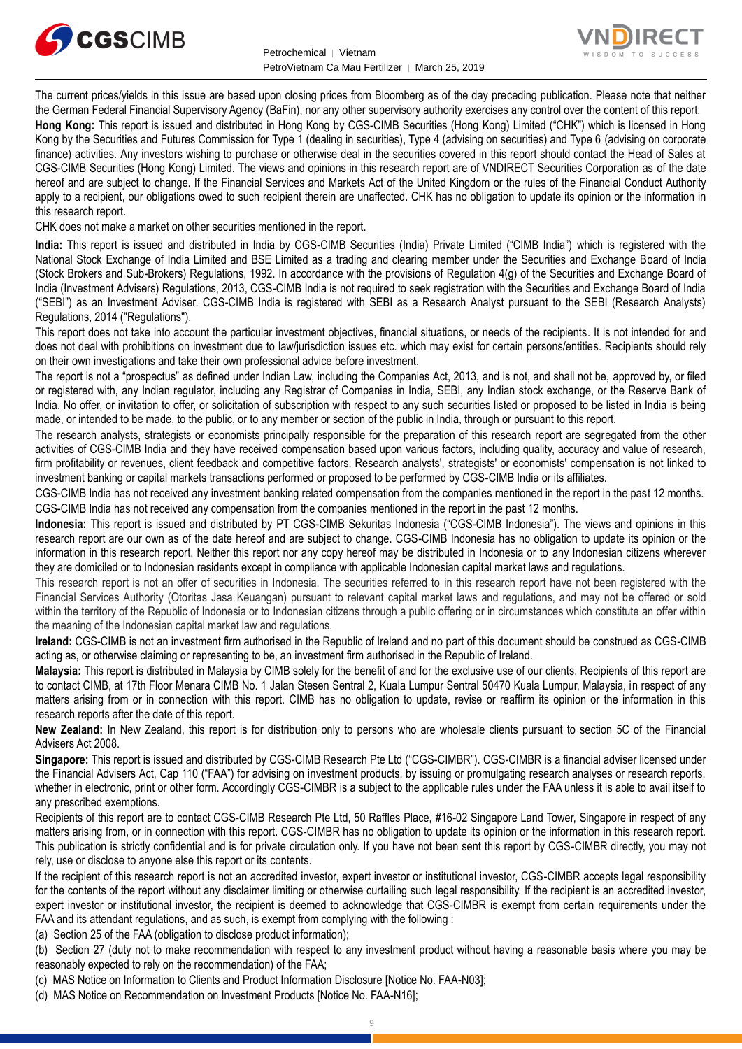The current prices/yields in this issue are based upon closing prices from Bloomberg as of the day preceding publication. Please note that neither the German Federal Financial Supervisory Agency (BaFin), nor any other supervisory authority exercises any control over the content of this report.

**Hong Kong:** This report is issued and distributed in Hong Kong by CGS-CIMB Securities (Hong Kong) Limited ("CHK") which is licensed in Hong Kong by the Securities and Futures Commission for Type 1 (dealing in securities), Type 4 (advising on securities) and Type 6 (advising on corporate finance) activities. Any investors wishing to purchase or otherwise deal in the securities covered in this report should contact the Head of Sales at CGS-CIMB Securities (Hong Kong) Limited. The views and opinions in this research report are of VNDIRECT Securities Corporation as of the date hereof and are subject to change. If the Financial Services and Markets Act of the United Kingdom or the rules of the Financial Conduct Authority apply to a recipient, our obligations owed to such recipient therein are unaffected. CHK has no obligation to update its opinion or the information in this research report.

CHK does not make a market on other securities mentioned in the report.

**India:** This report is issued and distributed in India by CGS-CIMB Securities (India) Private Limited ("CIMB India") which is registered with the National Stock Exchange of India Limited and BSE Limited as a trading and clearing member under the Securities and Exchange Board of India (Stock Brokers and Sub-Brokers) Regulations, 1992. In accordance with the provisions of Regulation 4(g) of the Securities and Exchange Board of India (Investment Advisers) Regulations, 2013, CGS-CIMB India is not required to seek registration with the Securities and Exchange Board of India ("SEBI") as an Investment Adviser. CGS-CIMB India is registered with SEBI as a Research Analyst pursuant to the SEBI (Research Analysts) Regulations, 2014 ("Regulations").

This report does not take into account the particular investment objectives, financial situations, or needs of the recipients. It is not intended for and does not deal with prohibitions on investment due to law/jurisdiction issues etc. which may exist for certain persons/entities. Recipients should rely on their own investigations and take their own professional advice before investment.

The report is not a "prospectus" as defined under Indian Law, including the Companies Act, 2013, and is not, and shall not be, approved by, or filed or registered with, any Indian regulator, including any Registrar of Companies in India, SEBI, any Indian stock exchange, or the Reserve Bank of India. No offer, or invitation to offer, or solicitation of subscription with respect to any such securities listed or proposed to be listed in India is being made, or intended to be made, to the public, or to any member or section of the public in India, through or pursuant to this report.

The research analysts, strategists or economists principally responsible for the preparation of this research report are segregated from the other activities of CGS-CIMB India and they have received compensation based upon various factors, including quality, accuracy and value of research, firm profitability or revenues, client feedback and competitive factors. Research analysts', strategists' or economists' compensation is not linked to investment banking or capital markets transactions performed or proposed to be performed by CGS-CIMB India or its affiliates.

CGS-CIMB India has not received any investment banking related compensation from the companies mentioned in the report in the past 12 months.
CGS-CIMB India has not received any compensation from the companies mentioned in the report in the past 12 months.

**Indonesia:** This report is issued and distributed by PT CGS-CIMB Sekuritas Indonesia ("CGS-CIMB Indonesia"). The views and opinions in this research report are our own as of the date hereof and are subject to change. CGS-CIMB Indonesia has no obligation to update its opinion or the information in this research report. Neither this report nor any copy hereof may be distributed in Indonesia or to any Indonesian citizens wherever they are domiciled or to Indonesian residents except in compliance with applicable Indonesian capital market laws and regulations.

This research report is not an offer of securities in Indonesia. The securities referred to in this research report have not been registered with the Financial Services Authority (Otoritas Jasa Keuangan) pursuant to relevant capital market laws and regulations, and may not be offered or sold within the territory of the Republic of Indonesia or to Indonesian citizens through a public offering or in circumstances which constitute an offer within the meaning of the Indonesian capital market law and regulations.

**Ireland:** CGS-CIMB is not an investment firm authorised in the Republic of Ireland and no part of this document should be construed as CGS-CIMB acting as, or otherwise claiming or representing to be, an investment firm authorised in the Republic of Ireland.

**Malaysia:** This report is distributed in Malaysia by CIMB solely for the benefit of and for the exclusive use of our clients. Recipients of this report are to contact CIMB, at 17th Floor Menara CIMB No. 1 Jalan Stesen Sentral 2, Kuala Lumpur Sentral 50470 Kuala Lumpur, Malaysia, in respect of any matters arising from or in connection with this report. CIMB has no obligation to update, revise or reaffirm its opinion or the information in this research reports after the date of this report.

**New Zealand:** In New Zealand, this report is for distribution only to persons who are wholesale clients pursuant to section 5C of the Financial Advisers Act 2008.

**Singapore:** This report is issued and distributed by CGS-CIMB Research Pte Ltd ("CGS-CIMBR"). CGS-CIMBR is a financial adviser licensed under the Financial Advisers Act, Cap 110 ("FAA") for advising on investment products, by issuing or promulgating research analyses or research reports, whether in electronic, print or other form. Accordingly CGS-CIMBR is a subject to the applicable rules under the FAA unless it is able to avail itself to any prescribed exemptions.

Recipients of this report are to contact CGS-CIMB Research Pte Ltd, 50 Raffles Place, #16-02 Singapore Land Tower, Singapore in respect of any matters arising from, or in connection with this report. CGS-CIMBR has no obligation to update its opinion or the information in this research report. This publication is strictly confidential and is for private circulation only. If you have not been sent this report by CGS-CIMBR directly, you may not rely, use or disclose to anyone else this report or its contents.

If the recipient of this research report is not an accredited investor, expert investor or institutional investor, CGS-CIMBR accepts legal responsibility for the contents of the report without any disclaimer limiting or otherwise curtailing such legal responsibility. If the recipient is an accredited investor, expert investor or institutional investor, the recipient is deemed to acknowledge that CGS-CIMBR is exempt from certain requirements under the FAA and its attendant regulations, and as such, is exempt from complying with the following :

(a) Section 25 of the FAA (obligation to disclose product information);

(b) Section 27 (duty not to make recommendation with respect to any investment product without having a reasonable basis where you may be reasonably expected to rely on the recommendation) of the FAA;

(c) MAS Notice on Information to Clients and Product Information Disclosure [Notice No. FAA-N03];

(d) MAS Notice on Recommendation on Investment Products [Notice No. FAA-N16];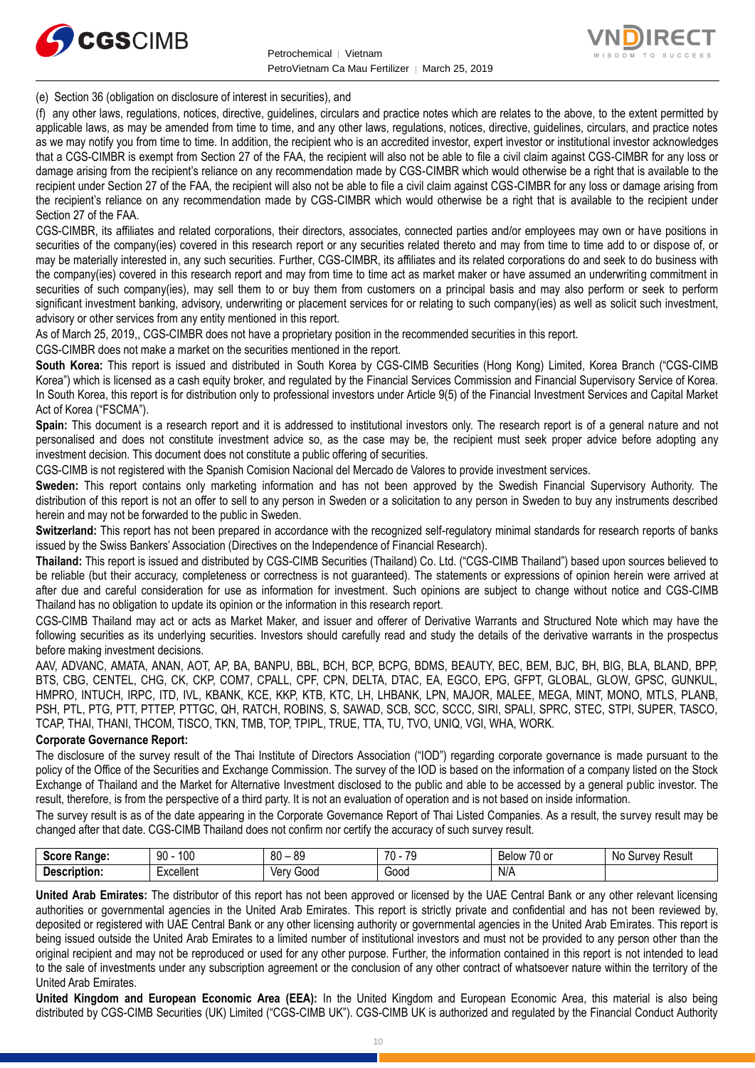(e) Section 36 (obligation on disclosure of interest in securities), and

(f) any other laws, regulations, notices, directive, guidelines, circulars and practice notes which are relates to the above, to the extent permitted by applicable laws, as may be amended from time to time, and any other laws, regulations, notices, directive, guidelines, circulars, and practice notes as we may notify you from time to time. In addition, the recipient who is an accredited investor, expert investor or institutional investor acknowledges that a CGS-CIMBR is exempt from Section 27 of the FAA, the recipient will also not be able to file a civil claim against CGS-CIMBR for any loss or damage arising from the recipient's reliance on any recommendation made by CGS-CIMBR which would otherwise be a right that is available to the recipient under Section 27 of the FAA, the recipient will also not be able to file a civil claim against CGS-CIMBR for any loss or damage arising from the recipient's reliance on any recommendation made by CGS-CIMBR which would otherwise be a right that is available to the recipient under Section 27 of the FAA.

CGS-CIMBR, its affiliates and related corporations, their directors, associates, connected parties and/or employees may own or have positions in securities of the company(ies) covered in this research report or any securities related thereto and may from time to time add to or dispose of, or may be materially interested in, any such securities. Further, CGS-CIMBR, its affiliates and its related corporations do and seek to do business with the company(ies) covered in this research report and may from time to time act as market maker or have assumed an underwriting commitment in securities of such company(ies), may sell them to or buy them from customers on a principal basis and may also perform or seek to perform significant investment banking, advisory, underwriting or placement services for or relating to such company(ies) as well as solicit such investment, advisory or other services from any entity mentioned in this report.

As of March 25, 2019,, CGS-CIMBR does not have a proprietary position in the recommended securities in this report.

CGS-CIMBR does not make a market on the securities mentioned in the report.

**South Korea:** This report is issued and distributed in South Korea by CGS-CIMB Securities (Hong Kong) Limited, Korea Branch ("CGS-CIMB Korea") which is licensed as a cash equity broker, and regulated by the Financial Services Commission and Financial Supervisory Service of Korea. In South Korea, this report is for distribution only to professional investors under Article 9(5) of the Financial Investment Services and Capital Market Act of Korea ("FSCMA").

**Spain:** This document is a research report and it is addressed to institutional investors only. The research report is of a general nature and not personalised and does not constitute investment advice so, as the case may be, the recipient must seek proper advice before adopting any investment decision. This document does not constitute a public offering of securities.

CGS-CIMB is not registered with the Spanish Comision Nacional del Mercado de Valores to provide investment services.

**Sweden:** This report contains only marketing information and has not been approved by the Swedish Financial Supervisory Authority. The distribution of this report is not an offer to sell to any person in Sweden or a solicitation to any person in Sweden to buy any instruments described herein and may not be forwarded to the public in Sweden.

**Switzerland:** This report has not been prepared in accordance with the recognized self-regulatory minimal standards for research reports of banks issued by the Swiss Bankers' Association (Directives on the Independence of Financial Research).

**Thailand:** This report is issued and distributed by CGS-CIMB Securities (Thailand) Co. Ltd. ("CGS-CIMB Thailand") based upon sources believed to be reliable (but their accuracy, completeness or correctness is not guaranteed). The statements or expressions of opinion herein were arrived at after due and careful consideration for use as information for investment. Such opinions are subject to change without notice and CGS-CIMB Thailand has no obligation to update its opinion or the information in this research report.

CGS-CIMB Thailand may act or acts as Market Maker, and issuer and offerer of Derivative Warrants and Structured Note which may have the following securities as its underlying securities. Investors should carefully read and study the details of the derivative warrants in the prospectus before making investment decisions.

AAV, ADVANC, AMATA, ANAN, AOT, AP, BA, BANPU, BBL, BCH, BCP, BCPG, BDMS, BEAUTY, BEC, BEM, BJC, BH, BIG, BLA, BLAND, BPP, BTS, CBG, CENTEL, CHG, CK, CKP, COM7, CPALL, CPF, CPN, DELTA, DTAC, EA, EGCO, EPG, GFPT, GLOBAL, GLOW, GPSC, GUNKUL, HMPRO, INTUCH, IRPC, ITD, IVL, KBANK, KCE, KKP, KTB, KTC, LH, LHBANK, LPN, MAJOR, MALEE, MEGA, MINT, MONO, MTLS, PLANB, PSH, PTL, PTG, PTT, PTTEP, PTTGC, QH, RATCH, ROBINS, S, SAWAD, SCB, SCC, SCCC, SIRI, SPALI, SPRC, STEC, STPI, SUPER, TASCO, TCAP, THAI, THANI, THCOM, TISCO, TKN, TMB, TOP, TPIPL, TRUE, TTA, TU, TVO, UNIQ, VGI, WHA, WORK.

**Corporate Governance Report:**

The disclosure of the survey result of the Thai Institute of Directors Association ("IOD") regarding corporate governance is made pursuant to the policy of the Office of the Securities and Exchange Commission. The survey of the IOD is based on the information of a company listed on the Stock Exchange of Thailand and the Market for Alternative Investment disclosed to the public and able to be accessed by a general public investor. The result, therefore, is from the perspective of a third party. It is not an evaluation of operation and is not based on inside information.

The survey result is as of the date appearing in the Corporate Governance Report of Thai Listed Companies. As a result, the survey result may be changed after that date. CGS-CIMB Thailand does not confirm nor certify the accuracy of such survey result.

| **Score Range:** | 90 - 100 | 80 – 89 | 70 - 79 | Below 70 or | No Survey Result |
|---|---|---|---|---|---|
| **Description:** | Excellent | Very Good | Good | N/A | |

**United Arab Emirates:** The distributor of this report has not been approved or licensed by the UAE Central Bank or any other relevant licensing authorities or governmental agencies in the United Arab Emirates. This report is strictly private and confidential and has not been reviewed by, deposited or registered with UAE Central Bank or any other licensing authority or governmental agencies in the United Arab Emirates. This report is being issued outside the United Arab Emirates to a limited number of institutional investors and must not be provided to any person other than the original recipient and may not be reproduced or used for any other purpose. Further, the information contained in this report is not intended to lead to the sale of investments under any subscription agreement or the conclusion of any other contract of whatsoever nature within the territory of the United Arab Emirates.

**United Kingdom and European Economic Area (EEA):** In the United Kingdom and European Economic Area, this material is also being distributed by CGS-CIMB Securities (UK) Limited ("CGS-CIMB UK"). CGS-CIMB UK is authorized and regulated by the Financial Conduct Authority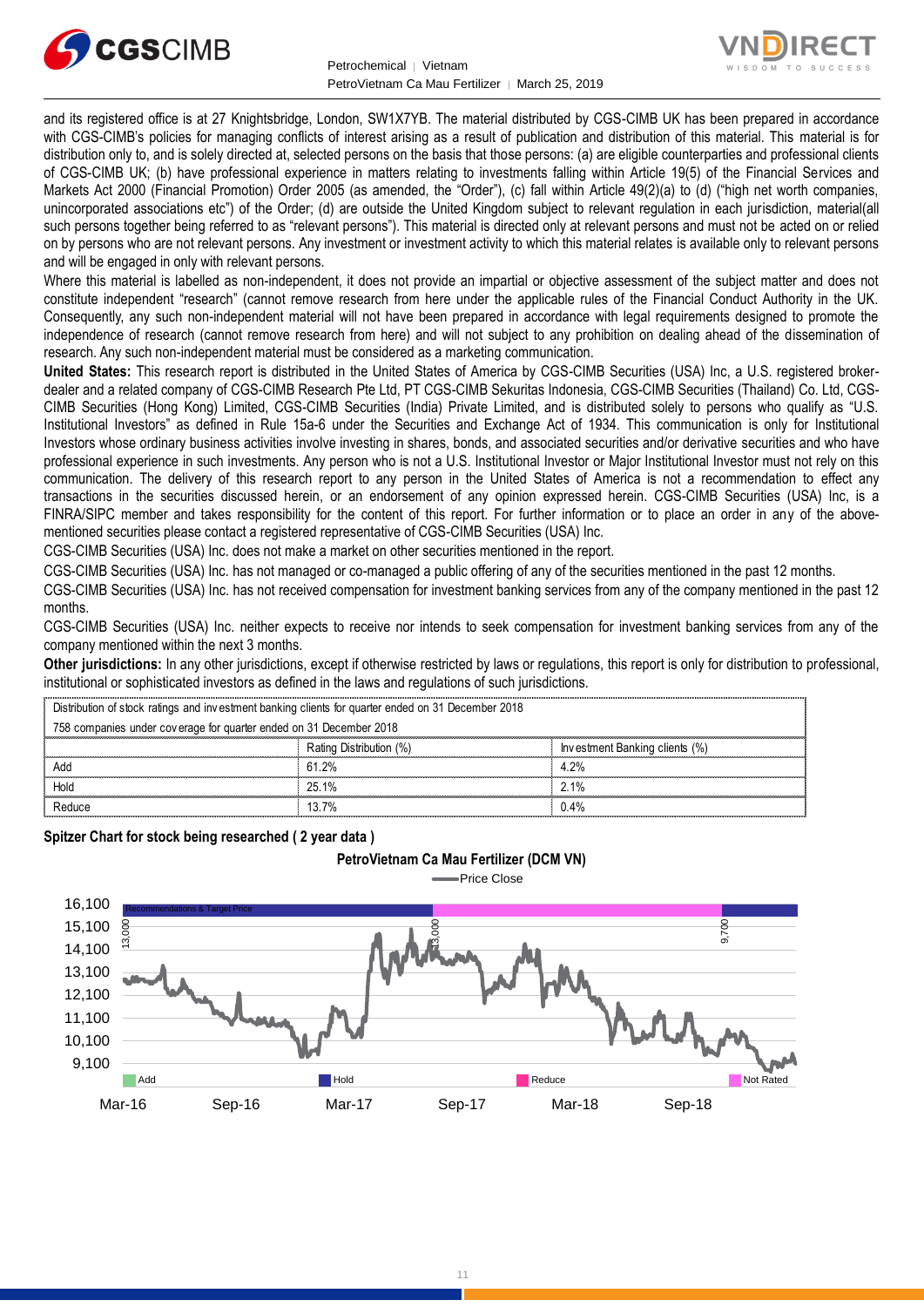and its registered office is at 27 Knightsbridge, London, SW1X7YB. The material distributed by CGS-CIMB UK has been prepared in accordance with CGS-CIMB's policies for managing conflicts of interest arising as a result of publication and distribution of this material. This material is for distribution only to, and is solely directed at, selected persons on the basis that those persons: (a) are eligible counterparties and professional clients of CGS-CIMB UK; (b) have professional experience in matters relating to investments falling within Article 19(5) of the Financial Services and Markets Act 2000 (Financial Promotion) Order 2005 (as amended, the "Order"), (c) fall within Article 49(2)(a) to (d) ("high net worth companies, unincorporated associations etc") of the Order; (d) are outside the United Kingdom subject to relevant regulation in each jurisdiction, material(all such persons together being referred to as "relevant persons"). This material is directed only at relevant persons and must not be acted on or relied on by persons who are not relevant persons. Any investment or investment activity to which this material relates is available only to relevant persons and will be engaged in only with relevant persons.

Where this material is labelled as non-independent, it does not provide an impartial or objective assessment of the subject matter and does not constitute independent "research" (cannot remove research from here under the applicable rules of the Financial Conduct Authority in the UK. Consequently, any such non-independent material will not have been prepared in accordance with legal requirements designed to promote the independence of research (cannot remove research from here) and will not subject to any prohibition on dealing ahead of the dissemination of research. Any such non-independent material must be considered as a marketing communication.

**United States:** This research report is distributed in the United States of America by CGS-CIMB Securities (USA) Inc, a U.S. registered broker-dealer and a related company of CGS-CIMB Research Pte Ltd, PT CGS-CIMB Sekuritas Indonesia, CGS-CIMB Securities (Thailand) Co. Ltd, CGS-CIMB Securities (Hong Kong) Limited, CGS-CIMB Securities (India) Private Limited, and is distributed solely to persons who qualify as "U.S. Institutional Investors" as defined in Rule 15a-6 under the Securities and Exchange Act of 1934. This communication is only for Institutional Investors whose ordinary business activities involve investing in shares, bonds, and associated securities and/or derivative securities and who have professional experience in such investments. Any person who is not a U.S. Institutional Investor or Major Institutional Investor must not rely on this communication. The delivery of this research report to any person in the United States of America is not a recommendation to effect any transactions in the securities discussed herein, or an endorsement of any opinion expressed herein. CGS-CIMB Securities (USA) Inc, is a FINRA/SIPC member and takes responsibility for the content of this report. For further information or to place an order in any of the above-mentioned securities please contact a registered representative of CGS-CIMB Securities (USA) Inc.

CGS-CIMB Securities (USA) Inc. does not make a market on other securities mentioned in the report.

CGS-CIMB Securities (USA) Inc. has not managed or co-managed a public offering of any of the securities mentioned in the past 12 months.

CGS-CIMB Securities (USA) Inc. has not received compensation for investment banking services from any of the company mentioned in the past 12 months.

CGS-CIMB Securities (USA) Inc. neither expects to receive nor intends to seek compensation for investment banking services from any of the company mentioned within the next 3 months.

**Other jurisdictions:** In any other jurisdictions, except if otherwise restricted by laws or regulations, this report is only for distribution to professional, institutional or sophisticated investors as defined in the laws and regulations of such jurisdictions.

| Distribution of stock ratings and investment banking clients for quarter ended on 31 December 2018 | | |
|---|---|---|
| 758 companies under coverage for quarter ended on 31 December 2018 | | |
| | Rating Distribution (%) | Investment Banking clients (%) |
| Add | 61.2% | 4.2% |
| Hold | 25.1% | 2.1% |
| Reduce | 13.7% | 0.4% |

**Spitzer Chart for stock being researched ( 2 year data )**

**PetroVietnam Ca Mau Fertilizer (DCM VN)**

Price Close

Recommendations & Target Price: 13,000; 13,000; 9,700

Add | Hold | Reduce | Not Rated

Mar-16 | Sep-16 | Mar-17 | Sep-17 | Mar-18 | Sep-18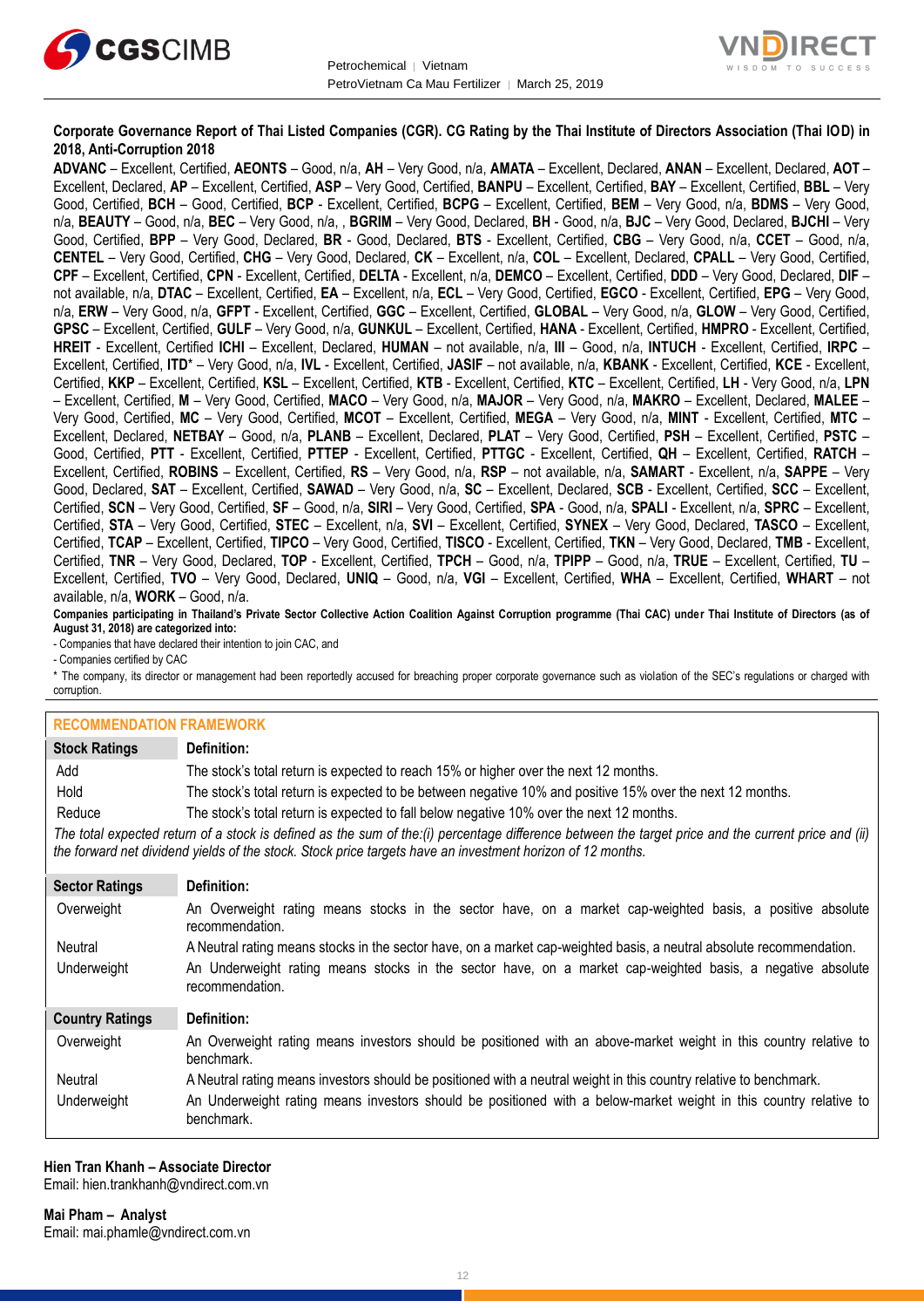**Corporate Governance Report of Thai Listed Companies (CGR). CG Rating by the Thai Institute of Directors Association (Thai IOD) in 2018, Anti-Corruption 2018**

**ADVANC** – Excellent, Certified, **AEONTS** – Good, n/a, **AH** – Very Good, n/a, **AMATA** – Excellent, Declared, **ANAN** – Excellent, Declared, **AOT** – Excellent, Declared, **AP** – Excellent, Certified, **ASP** – Very Good, Certified, **BANPU** – Excellent, Certified, **BAY** – Excellent, Certified, **BBL** – Very Good, Certified, **BCH** – Good, Certified, **BCP** - Excellent, Certified, **BCPG** – Excellent, Certified, **BEM** – Very Good, n/a, **BDMS** – Very Good, n/a, **BEAUTY** – Good, n/a, **BEC** – Very Good, n/a, , **BGRIM** – Very Good, Declared, **BH** - Good, n/a, **BJC** – Very Good, Declared, **BJCHI** – Very Good, Certified, **BPP** – Very Good, Declared, **BR** - Good, Declared, **BTS** - Excellent, Certified, **CBG** – Very Good, n/a, **CCET** – Good, n/a, **CENTEL** – Very Good, Certified, **CHG** – Very Good, Declared, **CK** – Excellent, n/a, **COL** – Excellent, Declared, **CPALL** – Very Good, Certified, **CPF** – Excellent, Certified, **CPN** - Excellent, Certified, **DELTA** - Excellent, n/a, **DEMCO** – Excellent, Certified, **DDD** – Very Good, Declared, **DIF** – not available, n/a, **DTAC** – Excellent, Certified, **EA** – Excellent, n/a, **ECL** – Very Good, Certified, **EGCO** - Excellent, Certified, **EPG** – Very Good, n/a, **ERW** – Very Good, n/a, **GFPT** - Excellent, Certified, **GGC** – Excellent, Certified, **GLOBAL** – Very Good, n/a, **GLOW** – Very Good, Certified, **GPSC** – Excellent, Certified, **GULF** – Very Good, n/a, **GUNKUL** – Excellent, Certified, **HANA** - Excellent, Certified, **HMPRO** - Excellent, Certified, **HREIT** - Excellent, Certified **ICHI** – Excellent, Declared, **HUMAN** – not available, n/a, **III** – Good, n/a, **INTUCH** - Excellent, Certified, **IRPC** – Excellent, Certified, **ITD*** – Very Good, n/a, **IVL** - Excellent, Certified, **JASIF** – not available, n/a, **KBANK** - Excellent, Certified, **KCE** - Excellent, Certified, **KKP** – Excellent, Certified, **KSL** – Excellent, Certified, **KTB** - Excellent, Certified, **KTC** – Excellent, Certified, **LH** - Very Good, n/a, **LPN** – Excellent, Certified, **M** – Very Good, Certified, **MACO** – Very Good, n/a, **MAJOR** – Very Good, n/a, **MAKRO** – Excellent, Declared, **MALEE** – Very Good, Certified, **MC** – Very Good, Certified, **MCOT** – Excellent, Certified, **MEGA** – Very Good, n/a, **MINT** - Excellent, Certified, **MTC** – Excellent, Declared, **NETBAY** – Good, n/a, **PLANB** – Excellent, Declared, **PLAT** – Very Good, Certified, **PSH** – Excellent, Certified, **PSTC** – Good, Certified, **PTT** - Excellent, Certified, **PTTEP** - Excellent, Certified, **PTTGC** - Excellent, Certified, **QH** – Excellent, Certified, **RATCH** – Excellent, Certified, **ROBINS** – Excellent, Certified, **RS** – Very Good, n/a, **RSP** – not available, n/a, **SAMART** - Excellent, n/a, **SAPPE** – Very Good, Declared, **SAT** – Excellent, Certified, **SAWAD** – Very Good, n/a, **SC** – Excellent, Declared, **SCB** - Excellent, Certified, **SCC** – Excellent, Certified, **SCN** – Very Good, Certified, **SF** – Good, n/a, **SIRI** – Very Good, Certified, **SPA** - Good, n/a, **SPALI** - Excellent, n/a, **SPRC** – Excellent, Certified, **STA** – Very Good, Certified, **STEC** – Excellent, n/a, **SVI** – Excellent, Certified, **SYNEX** – Very Good, Declared, **TASCO** – Excellent, Certified, **TCAP** – Excellent, Certified, **TIPCO** – Very Good, Certified, **TISCO** - Excellent, Certified, **TKN** – Very Good, Declared, **TMB** - Excellent, Certified, **TNR** – Very Good, Declared, **TOP** - Excellent, Certified, **TPCH** – Good, n/a, **TPIPP** – Good, n/a, **TRUE** – Excellent, Certified, **TU** – Excellent, Certified, **TVO** – Very Good, Declared, **UNIQ** – Good, n/a, **VGI** – Excellent, Certified, **WHA** – Excellent, Certified, **WHART** – not available, n/a, **WORK** – Good, n/a.

**Companies participating in Thailand's Private Sector Collective Action Coalition Against Corruption programme (Thai CAC) under Thai Institute of Directors (as of August 31, 2018) are categorized into:**

- Companies that have declared their intention to join CAC, and
- Companies certified by CAC

* The company, its director or management had been reportedly accused for breaching proper corporate governance such as violation of the SEC's regulations or charged with corruption.

## RECOMMENDATION FRAMEWORK

| Stock Ratings | Definition: |
|---|---|
| Add | The stock's total return is expected to reach 15% or higher over the next 12 months. |
| Hold | The stock's total return is expected to be between negative 10% and positive 15% over the next 12 months. |
| Reduce | The stock's total return is expected to fall below negative 10% over the next 12 months. |

*The total expected return of a stock is defined as the sum of the:(i) percentage difference between the target price and the current price and (ii) the forward net dividend yields of the stock. Stock price targets have an investment horizon of 12 months.*

| Sector Ratings | Definition: |
|---|---|
| Overweight | An Overweight rating means stocks in the sector have, on a market cap-weighted basis, a positive absolute recommendation. |
| Neutral | A Neutral rating means stocks in the sector have, on a market cap-weighted basis, a neutral absolute recommendation. |
| Underweight | An Underweight rating means stocks in the sector have, on a market cap-weighted basis, a negative absolute recommendation. |

| Country Ratings | Definition: |
|---|---|
| Overweight | An Overweight rating means investors should be positioned with an above-market weight in this country relative to benchmark. |
| Neutral | A Neutral rating means investors should be positioned with a neutral weight in this country relative to benchmark. |
| Underweight | An Underweight rating means investors should be positioned with a below-market weight in this country relative to benchmark. |

**Hien Tran Khanh – Associate Director**
Email: hien.trankhanh@vndirect.com.vn

**Mai Pham – Analyst**
Email: mai.phamle@vndirect.com.vn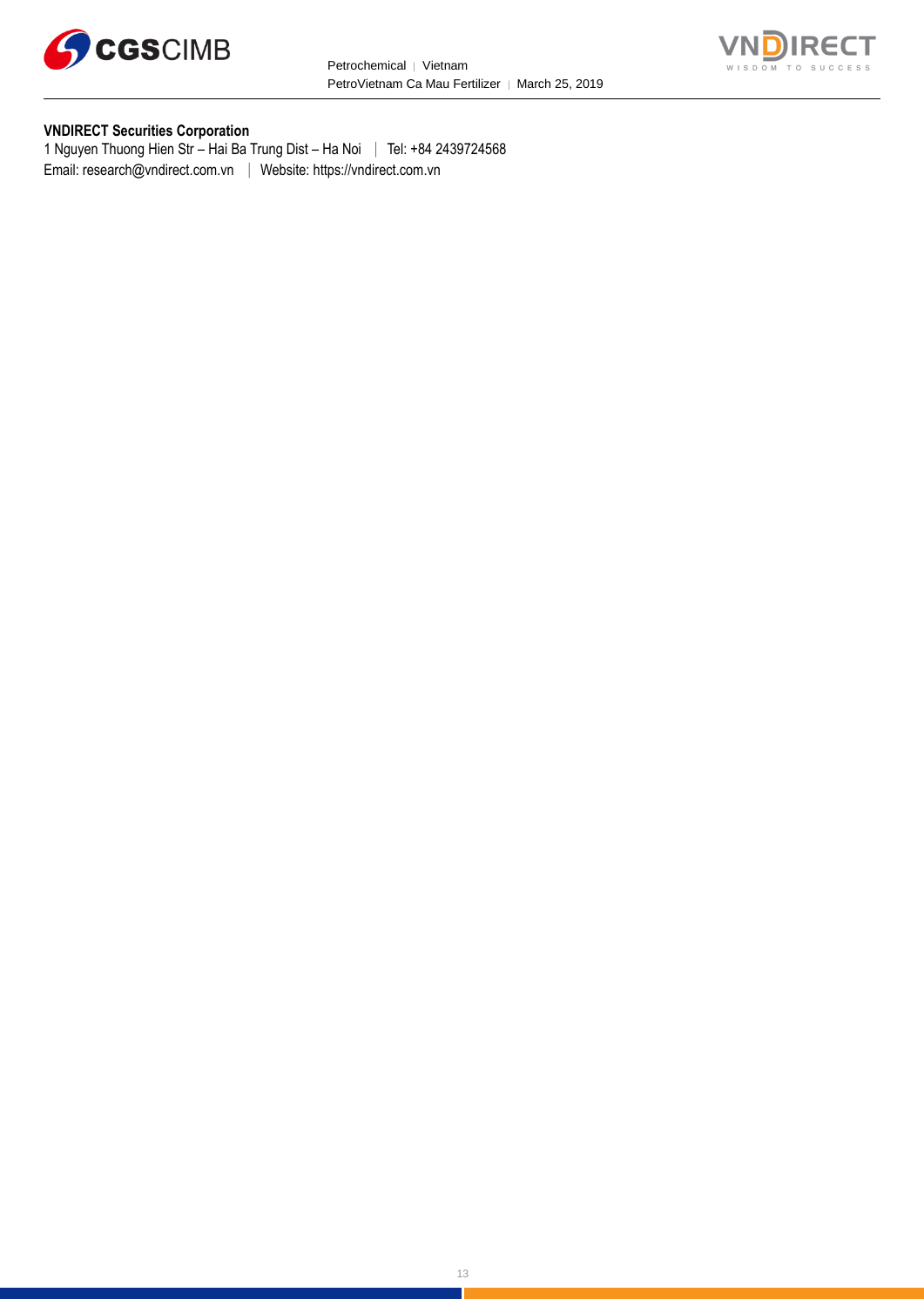**VNDIRECT Securities Corporation**

1 Nguyen Thuong Hien Str – Hai Ba Trung Dist – Ha Noi | Tel: +84 2439724568

Email: research@vndirect.com.vn | Website: https://vndirect.com.vn